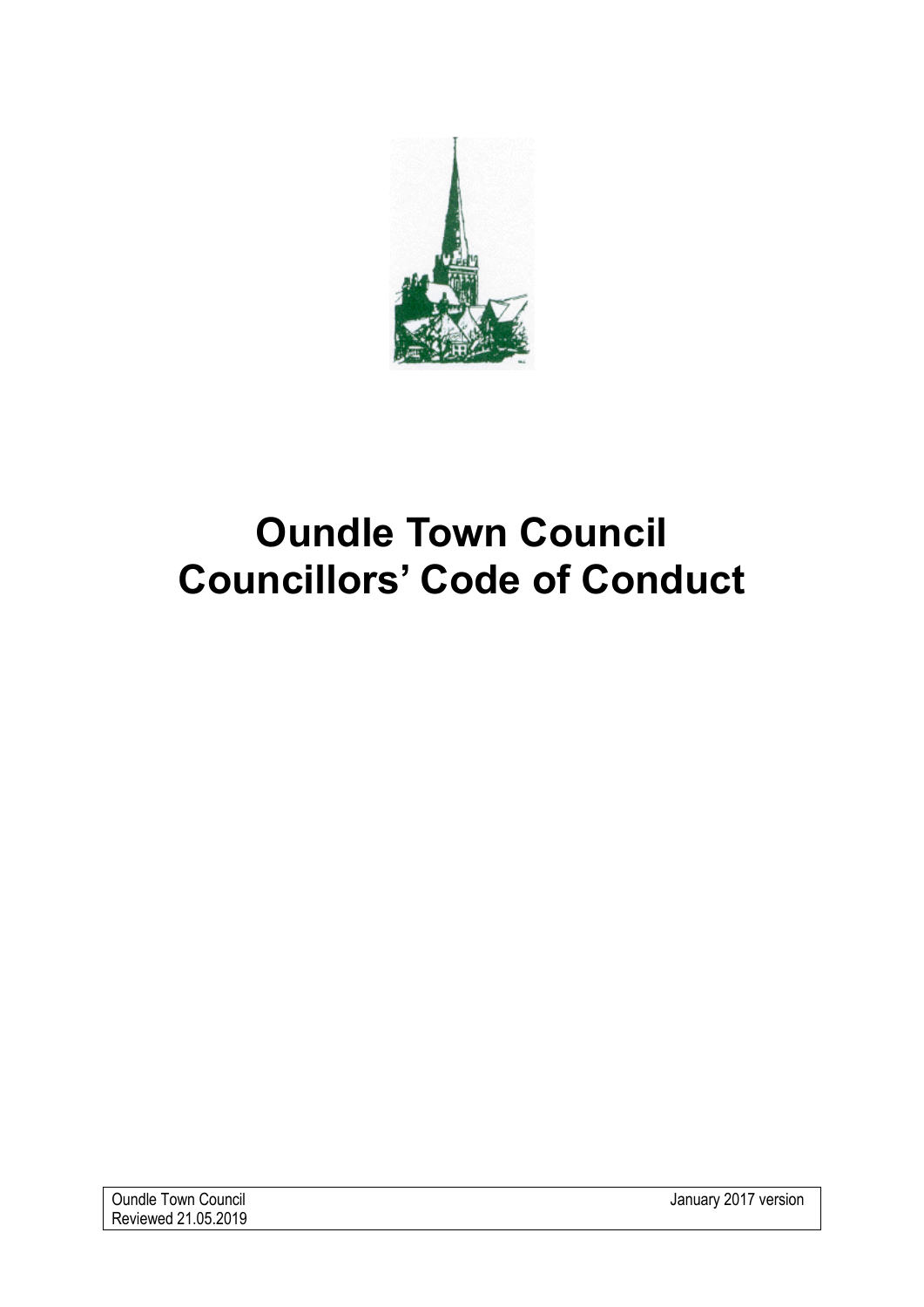# Oundle Town Council Councillors' Code of Conduct

Oundle Town Council
Reviewed 21.05.2019

January 2017 version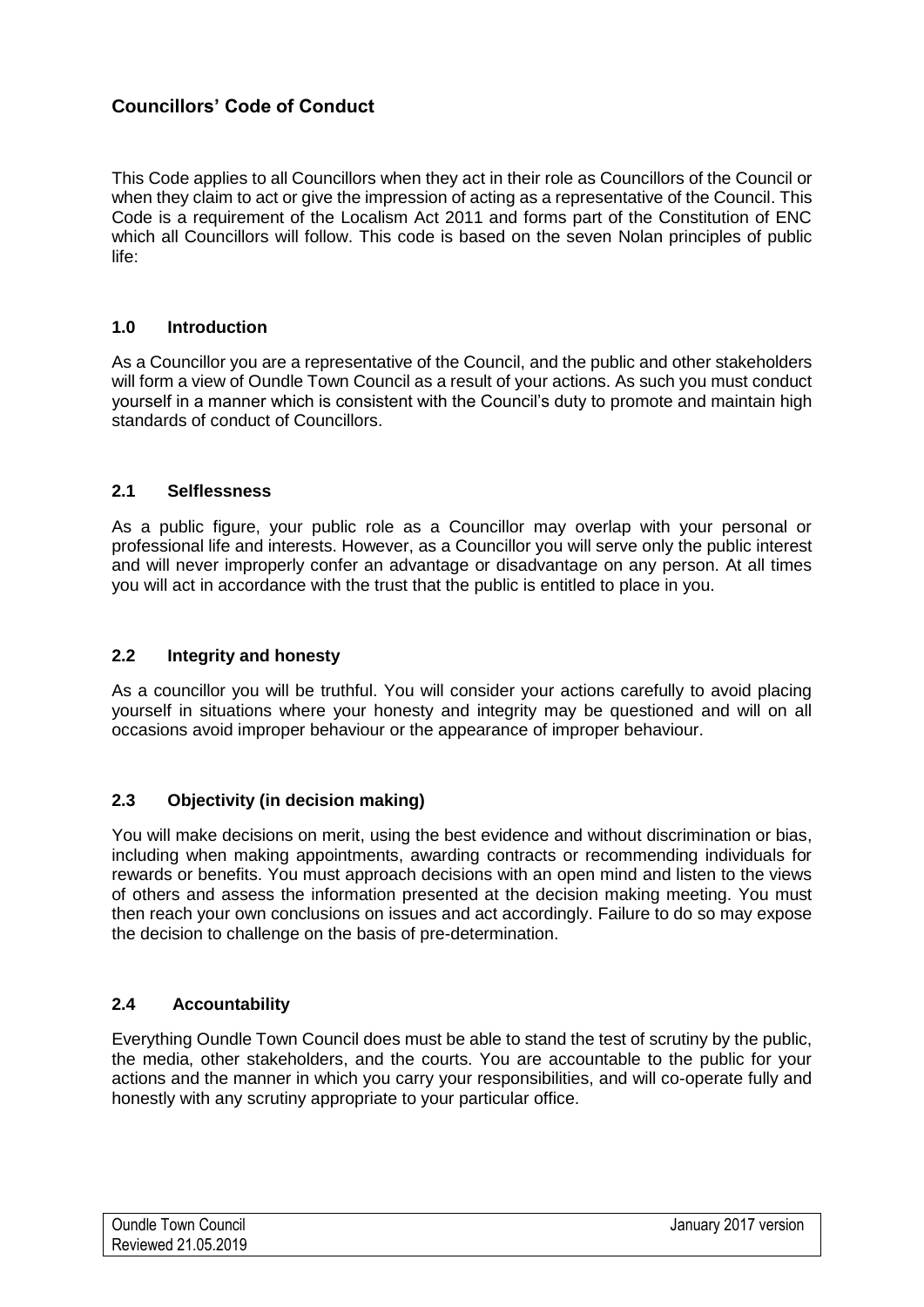## Councillors' Code of Conduct

This Code applies to all Councillors when they act in their role as Councillors of the Council or when they claim to act or give the impression of acting as a representative of the Council. This Code is a requirement of the Localism Act 2011 and forms part of the Constitution of ENC which all Councillors will follow. This code is based on the seven Nolan principles of public life:

### 1.0 Introduction

As a Councillor you are a representative of the Council, and the public and other stakeholders will form a view of Oundle Town Council as a result of your actions. As such you must conduct yourself in a manner which is consistent with the Council's duty to promote and maintain high standards of conduct of Councillors.

### 2.1 Selflessness

As a public figure, your public role as a Councillor may overlap with your personal or professional life and interests. However, as a Councillor you will serve only the public interest and will never improperly confer an advantage or disadvantage on any person. At all times you will act in accordance with the trust that the public is entitled to place in you.

### 2.2 Integrity and honesty

As a councillor you will be truthful. You will consider your actions carefully to avoid placing yourself in situations where your honesty and integrity may be questioned and will on all occasions avoid improper behaviour or the appearance of improper behaviour.

### 2.3 Objectivity (in decision making)

You will make decisions on merit, using the best evidence and without discrimination or bias, including when making appointments, awarding contracts or recommending individuals for rewards or benefits. You must approach decisions with an open mind and listen to the views of others and assess the information presented at the decision making meeting. You must then reach your own conclusions on issues and act accordingly. Failure to do so may expose the decision to challenge on the basis of pre-determination.

### 2.4 Accountability

Everything Oundle Town Council does must be able to stand the test of scrutiny by the public, the media, other stakeholders, and the courts. You are accountable to the public for your actions and the manner in which you carry your responsibilities, and will co-operate fully and honestly with any scrutiny appropriate to your particular office.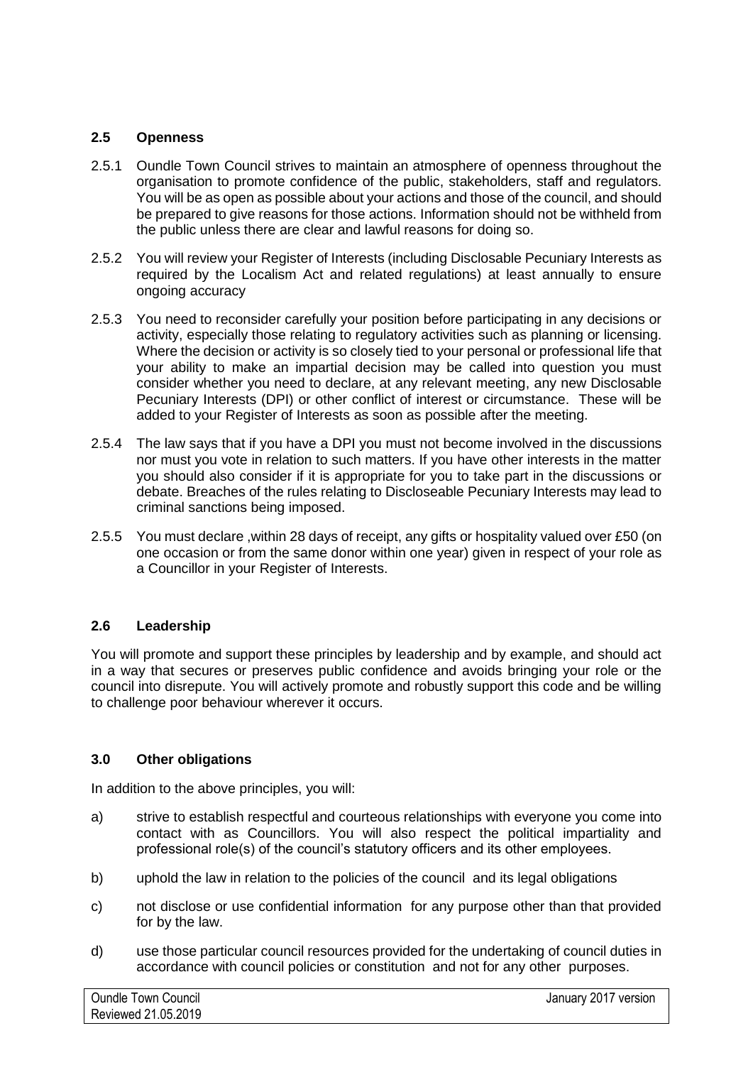### 2.5 Openness

2.5.1 Oundle Town Council strives to maintain an atmosphere of openness throughout the organisation to promote confidence of the public, stakeholders, staff and regulators. You will be as open as possible about your actions and those of the council, and should be prepared to give reasons for those actions. Information should not be withheld from the public unless there are clear and lawful reasons for doing so.

2.5.2 You will review your Register of Interests (including Disclosable Pecuniary Interests as required by the Localism Act and related regulations) at least annually to ensure ongoing accuracy

2.5.3 You need to reconsider carefully your position before participating in any decisions or activity, especially those relating to regulatory activities such as planning or licensing. Where the decision or activity is so closely tied to your personal or professional life that your ability to make an impartial decision may be called into question you must consider whether you need to declare, at any relevant meeting, any new Disclosable Pecuniary Interests (DPI) or other conflict of interest or circumstance. These will be added to your Register of Interests as soon as possible after the meeting.

2.5.4 The law says that if you have a DPI you must not become involved in the discussions nor must you vote in relation to such matters. If you have other interests in the matter you should also consider if it is appropriate for you to take part in the discussions or debate. Breaches of the rules relating to Discloseable Pecuniary Interests may lead to criminal sanctions being imposed.

2.5.5 You must declare ,within 28 days of receipt, any gifts or hospitality valued over £50 (on one occasion or from the same donor within one year) given in respect of your role as a Councillor in your Register of Interests.

### 2.6 Leadership

You will promote and support these principles by leadership and by example, and should act in a way that secures or preserves public confidence and avoids bringing your role or the council into disrepute. You will actively promote and robustly support this code and be willing to challenge poor behaviour wherever it occurs.

### 3.0 Other obligations

In addition to the above principles, you will:

a) strive to establish respectful and courteous relationships with everyone you come into contact with as Councillors. You will also respect the political impartiality and professional role(s) of the council's statutory officers and its other employees.

b) uphold the law in relation to the policies of the council and its legal obligations

c) not disclose or use confidential information for any purpose other than that provided for by the law.

d) use those particular council resources provided for the undertaking of council duties in accordance with council policies or constitution and not for any other purposes.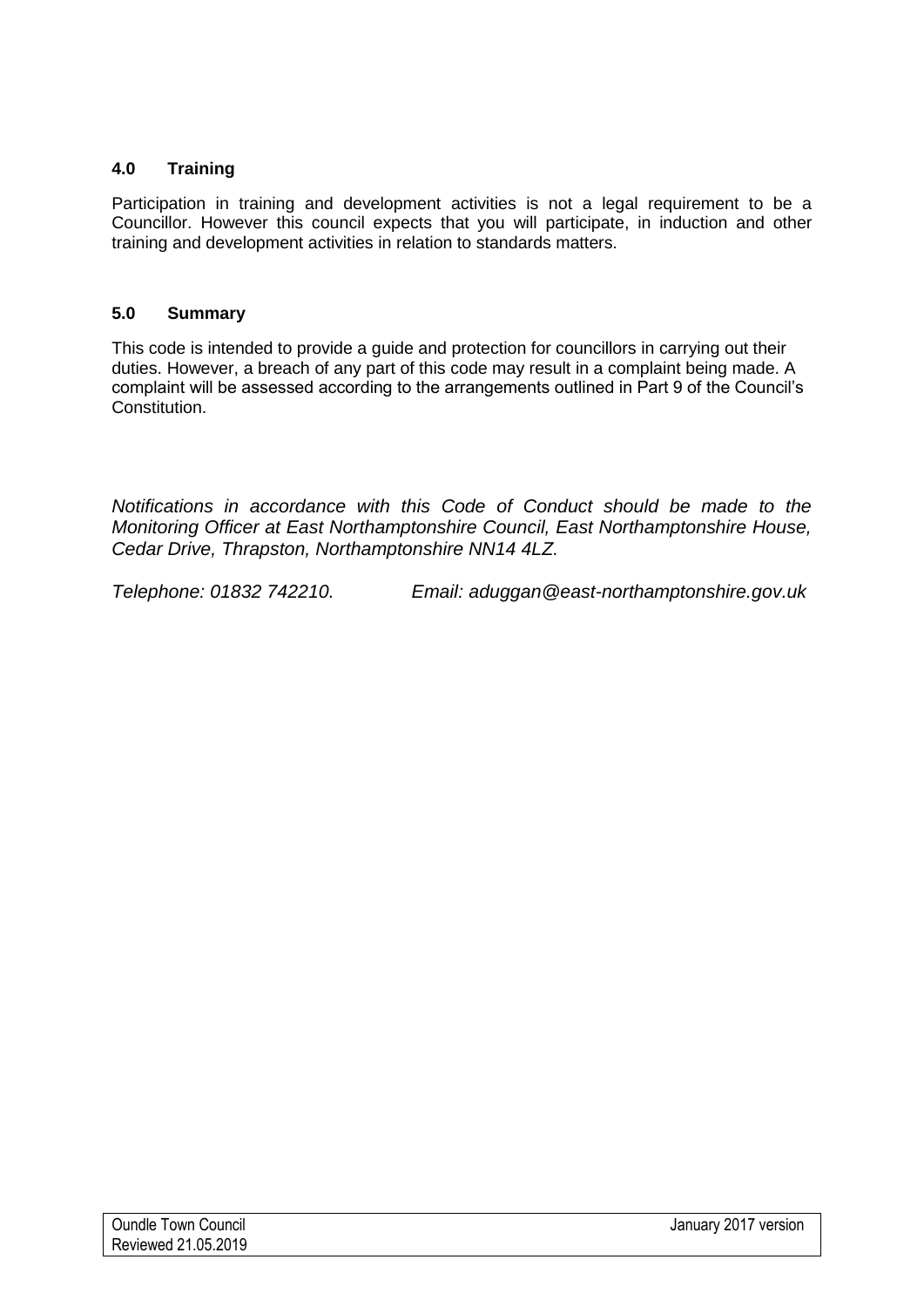## 4.0 Training

Participation in training and development activities is not a legal requirement to be a Councillor. However this council expects that you will participate, in induction and other training and development activities in relation to standards matters.

## 5.0 Summary

This code is intended to provide a guide and protection for councillors in carrying out their duties. However, a breach of any part of this code may result in a complaint being made. A complaint will be assessed according to the arrangements outlined in Part 9 of the Council's Constitution.

*Notifications in accordance with this Code of Conduct should be made to the Monitoring Officer at East Northamptonshire Council, East Northamptonshire House, Cedar Drive, Thrapston, Northamptonshire NN14 4LZ.*

*Telephone: 01832 742210.* *Email: aduggan@east-northamptonshire.gov.uk*